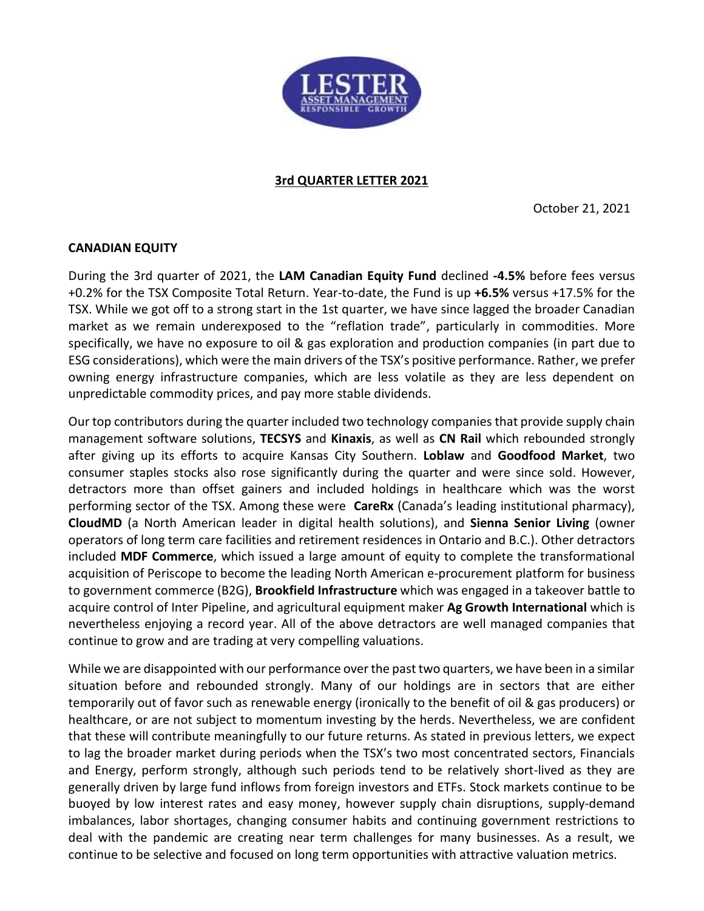## 3rd QUARTER LETTER 2021

October 21, 2021

### CANADIAN EQUITY

During the 3rd quarter of 2021, the **LAM Canadian Equity Fund** declined **-4.5%** before fees versus +0.2% for the TSX Composite Total Return. Year-to-date, the Fund is up **+6.5%** versus +17.5% for the TSX. While we got off to a strong start in the 1st quarter, we have since lagged the broader Canadian market as we remain underexposed to the "reflation trade", particularly in commodities. More specifically, we have no exposure to oil & gas exploration and production companies (in part due to ESG considerations), which were the main drivers of the TSX's positive performance. Rather, we prefer owning energy infrastructure companies, which are less volatile as they are less dependent on unpredictable commodity prices, and pay more stable dividends.

Our top contributors during the quarter included two technology companies that provide supply chain management software solutions, **TECSYS** and **Kinaxis**, as well as **CN Rail** which rebounded strongly after giving up its efforts to acquire Kansas City Southern. **Loblaw** and **Goodfood Market**, two consumer staples stocks also rose significantly during the quarter and were since sold. However, detractors more than offset gainers and included holdings in healthcare which was the worst performing sector of the TSX. Among these were **CareRx** (Canada's leading institutional pharmacy), **CloudMD** (a North American leader in digital health solutions), and **Sienna Senior Living** (owner operators of long term care facilities and retirement residences in Ontario and B.C.). Other detractors included **MDF Commerce**, which issued a large amount of equity to complete the transformational acquisition of Periscope to become the leading North American e-procurement platform for business to government commerce (B2G), **Brookfield Infrastructure** which was engaged in a takeover battle to acquire control of Inter Pipeline, and agricultural equipment maker **Ag Growth International** which is nevertheless enjoying a record year. All of the above detractors are well managed companies that continue to grow and are trading at very compelling valuations.

While we are disappointed with our performance over the past two quarters, we have been in a similar situation before and rebounded strongly. Many of our holdings are in sectors that are either temporarily out of favor such as renewable energy (ironically to the benefit of oil & gas producers) or healthcare, or are not subject to momentum investing by the herds. Nevertheless, we are confident that these will contribute meaningfully to our future returns. As stated in previous letters, we expect to lag the broader market during periods when the TSX's two most concentrated sectors, Financials and Energy, perform strongly, although such periods tend to be relatively short-lived as they are generally driven by large fund inflows from foreign investors and ETFs. Stock markets continue to be buoyed by low interest rates and easy money, however supply chain disruptions, supply-demand imbalances, labor shortages, changing consumer habits and continuing government restrictions to deal with the pandemic are creating near term challenges for many businesses. As a result, we continue to be selective and focused on long term opportunities with attractive valuation metrics.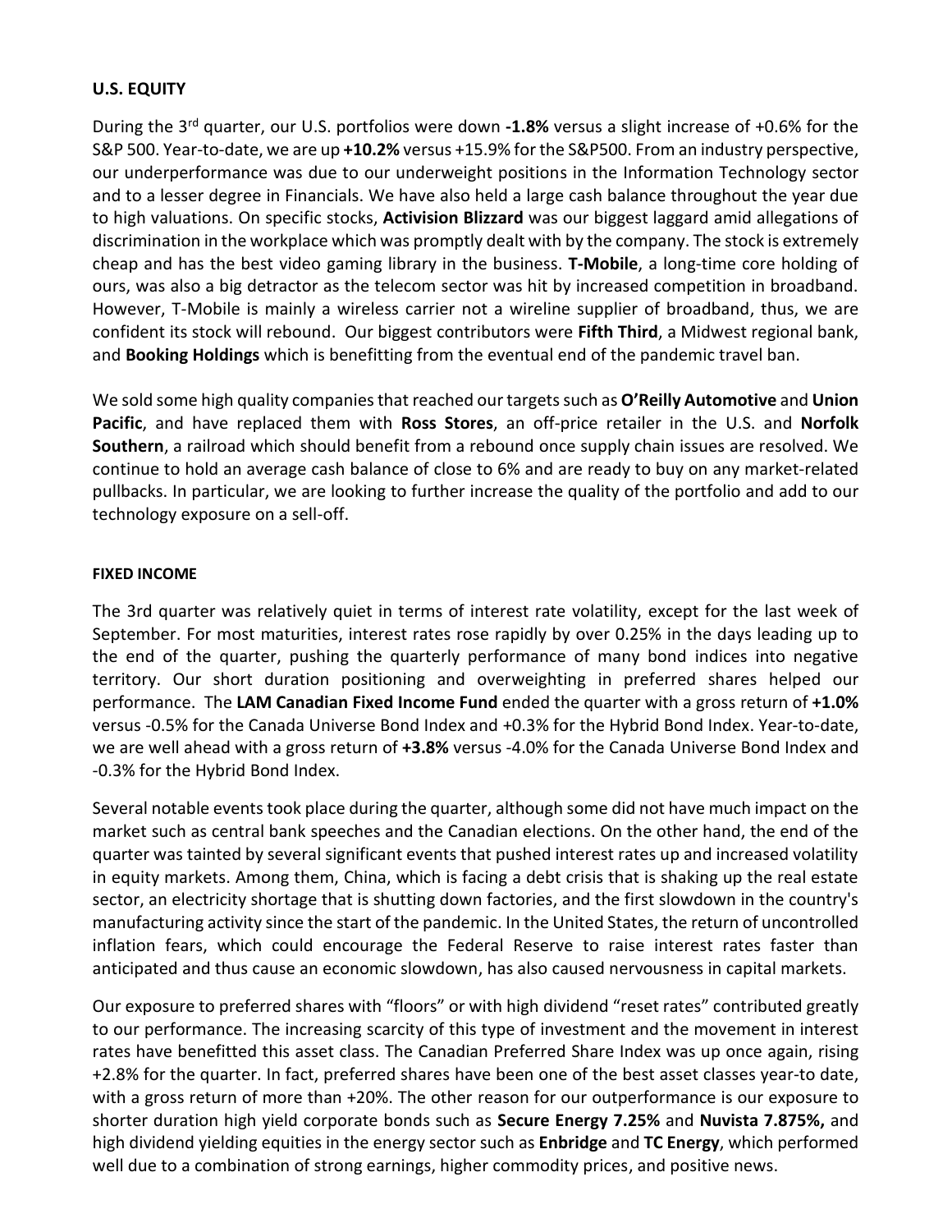## U.S. EQUITY

During the 3rd quarter, our U.S. portfolios were down **-1.8%** versus a slight increase of +0.6% for the S&P 500. Year-to-date, we are up **+10.2%** versus +15.9% for the S&P500. From an industry perspective, our underperformance was due to our underweight positions in the Information Technology sector and to a lesser degree in Financials. We have also held a large cash balance throughout the year due to high valuations. On specific stocks, **Activision Blizzard** was our biggest laggard amid allegations of discrimination in the workplace which was promptly dealt with by the company. The stock is extremely cheap and has the best video gaming library in the business. **T-Mobile**, a long-time core holding of ours, was also a big detractor as the telecom sector was hit by increased competition in broadband. However, T-Mobile is mainly a wireless carrier not a wireline supplier of broadband, thus, we are confident its stock will rebound. Our biggest contributors were **Fifth Third**, a Midwest regional bank, and **Booking Holdings** which is benefitting from the eventual end of the pandemic travel ban.

We sold some high quality companies that reached our targets such as **O'Reilly Automotive** and **Union Pacific**, and have replaced them with **Ross Stores**, an off-price retailer in the U.S. and **Norfolk Southern**, a railroad which should benefit from a rebound once supply chain issues are resolved. We continue to hold an average cash balance of close to 6% and are ready to buy on any market-related pullbacks. In particular, we are looking to further increase the quality of the portfolio and add to our technology exposure on a sell-off.

## FIXED INCOME

The 3rd quarter was relatively quiet in terms of interest rate volatility, except for the last week of September. For most maturities, interest rates rose rapidly by over 0.25% in the days leading up to the end of the quarter, pushing the quarterly performance of many bond indices into negative territory. Our short duration positioning and overweighting in preferred shares helped our performance. The **LAM Canadian Fixed Income Fund** ended the quarter with a gross return of **+1.0%** versus -0.5% for the Canada Universe Bond Index and +0.3% for the Hybrid Bond Index. Year-to-date, we are well ahead with a gross return of **+3.8%** versus -4.0% for the Canada Universe Bond Index and -0.3% for the Hybrid Bond Index.

Several notable events took place during the quarter, although some did not have much impact on the market such as central bank speeches and the Canadian elections. On the other hand, the end of the quarter was tainted by several significant events that pushed interest rates up and increased volatility in equity markets. Among them, China, which is facing a debt crisis that is shaking up the real estate sector, an electricity shortage that is shutting down factories, and the first slowdown in the country's manufacturing activity since the start of the pandemic. In the United States, the return of uncontrolled inflation fears, which could encourage the Federal Reserve to raise interest rates faster than anticipated and thus cause an economic slowdown, has also caused nervousness in capital markets.

Our exposure to preferred shares with "floors" or with high dividend "reset rates" contributed greatly to our performance. The increasing scarcity of this type of investment and the movement in interest rates have benefitted this asset class. The Canadian Preferred Share Index was up once again, rising +2.8% for the quarter. In fact, preferred shares have been one of the best asset classes year-to date, with a gross return of more than +20%. The other reason for our outperformance is our exposure to shorter duration high yield corporate bonds such as **Secure Energy 7.25%** and **Nuvista 7.875%,** and high dividend yielding equities in the energy sector such as **Enbridge** and **TC Energy**, which performed well due to a combination of strong earnings, higher commodity prices, and positive news.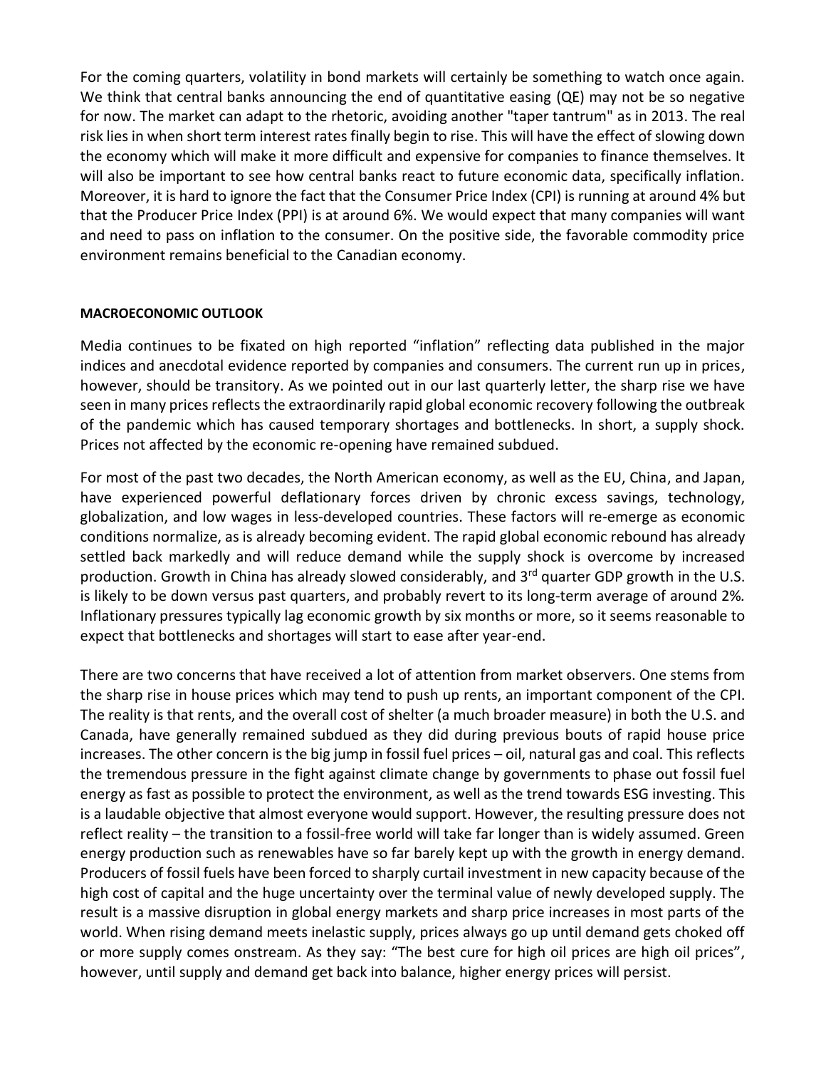For the coming quarters, volatility in bond markets will certainly be something to watch once again. We think that central banks announcing the end of quantitative easing (QE) may not be so negative for now. The market can adapt to the rhetoric, avoiding another "taper tantrum" as in 2013. The real risk lies in when short term interest rates finally begin to rise. This will have the effect of slowing down the economy which will make it more difficult and expensive for companies to finance themselves. It will also be important to see how central banks react to future economic data, specifically inflation. Moreover, it is hard to ignore the fact that the Consumer Price Index (CPI) is running at around 4% but that the Producer Price Index (PPI) is at around 6%. We would expect that many companies will want and need to pass on inflation to the consumer. On the positive side, the favorable commodity price environment remains beneficial to the Canadian economy.

#### MACROECONOMIC OUTLOOK

Media continues to be fixated on high reported "inflation" reflecting data published in the major indices and anecdotal evidence reported by companies and consumers. The current run up in prices, however, should be transitory. As we pointed out in our last quarterly letter, the sharp rise we have seen in many prices reflects the extraordinarily rapid global economic recovery following the outbreak of the pandemic which has caused temporary shortages and bottlenecks. In short, a supply shock. Prices not affected by the economic re-opening have remained subdued.

For most of the past two decades, the North American economy, as well as the EU, China, and Japan, have experienced powerful deflationary forces driven by chronic excess savings, technology, globalization, and low wages in less-developed countries. These factors will re-emerge as economic conditions normalize, as is already becoming evident. The rapid global economic rebound has already settled back markedly and will reduce demand while the supply shock is overcome by increased production. Growth in China has already slowed considerably, and 3rd quarter GDP growth in the U.S. is likely to be down versus past quarters, and probably revert to its long-term average of around 2%. Inflationary pressures typically lag economic growth by six months or more, so it seems reasonable to expect that bottlenecks and shortages will start to ease after year-end.

There are two concerns that have received a lot of attention from market observers. One stems from the sharp rise in house prices which may tend to push up rents, an important component of the CPI. The reality is that rents, and the overall cost of shelter (a much broader measure) in both the U.S. and Canada, have generally remained subdued as they did during previous bouts of rapid house price increases. The other concern is the big jump in fossil fuel prices – oil, natural gas and coal. This reflects the tremendous pressure in the fight against climate change by governments to phase out fossil fuel energy as fast as possible to protect the environment, as well as the trend towards ESG investing. This is a laudable objective that almost everyone would support. However, the resulting pressure does not reflect reality – the transition to a fossil-free world will take far longer than is widely assumed. Green energy production such as renewables have so far barely kept up with the growth in energy demand. Producers of fossil fuels have been forced to sharply curtail investment in new capacity because of the high cost of capital and the huge uncertainty over the terminal value of newly developed supply. The result is a massive disruption in global energy markets and sharp price increases in most parts of the world. When rising demand meets inelastic supply, prices always go up until demand gets choked off or more supply comes onstream. As they say: "The best cure for high oil prices are high oil prices", however, until supply and demand get back into balance, higher energy prices will persist.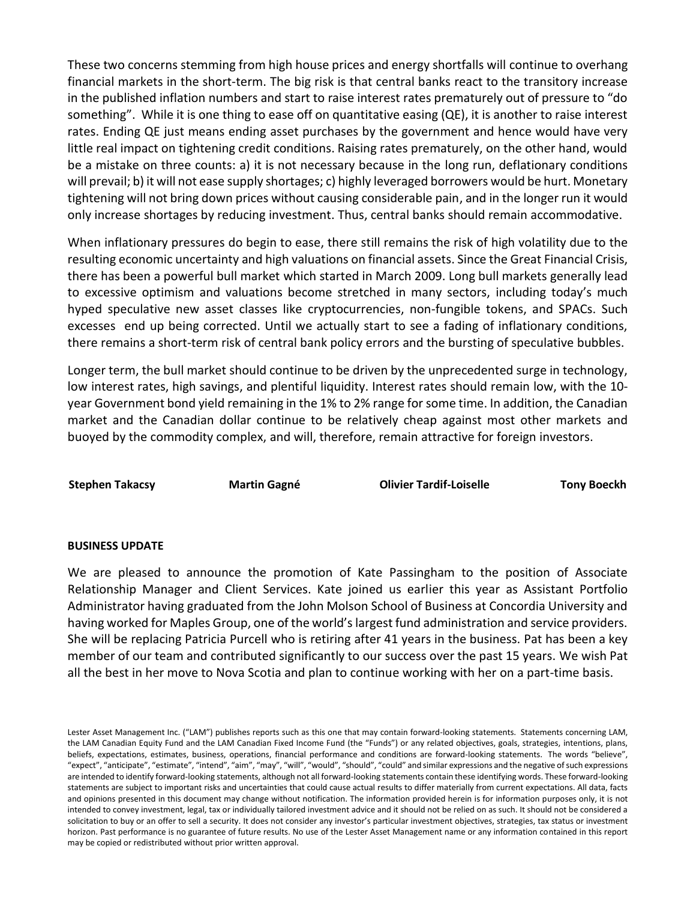These two concerns stemming from high house prices and energy shortfalls will continue to overhang financial markets in the short-term. The big risk is that central banks react to the transitory increase in the published inflation numbers and start to raise interest rates prematurely out of pressure to "do something". While it is one thing to ease off on quantitative easing (QE), it is another to raise interest rates. Ending QE just means ending asset purchases by the government and hence would have very little real impact on tightening credit conditions. Raising rates prematurely, on the other hand, would be a mistake on three counts: a) it is not necessary because in the long run, deflationary conditions will prevail; b) it will not ease supply shortages; c) highly leveraged borrowers would be hurt. Monetary tightening will not bring down prices without causing considerable pain, and in the longer run it would only increase shortages by reducing investment. Thus, central banks should remain accommodative.

When inflationary pressures do begin to ease, there still remains the risk of high volatility due to the resulting economic uncertainty and high valuations on financial assets. Since the Great Financial Crisis, there has been a powerful bull market which started in March 2009. Long bull markets generally lead to excessive optimism and valuations become stretched in many sectors, including today's much hyped speculative new asset classes like cryptocurrencies, non-fungible tokens, and SPACs. Such excesses end up being corrected. Until we actually start to see a fading of inflationary conditions, there remains a short-term risk of central bank policy errors and the bursting of speculative bubbles.

Longer term, the bull market should continue to be driven by the unprecedented surge in technology, low interest rates, high savings, and plentiful liquidity. Interest rates should remain low, with the 10-year Government bond yield remaining in the 1% to 2% range for some time. In addition, the Canadian market and the Canadian dollar continue to be relatively cheap against most other markets and buoyed by the commodity complex, and will, therefore, remain attractive for foreign investors.

**Stephen Takacsy** **Martin Gagné** **Olivier Tardif-Loiselle** **Tony Boeckh**

**BUSINESS UPDATE**

We are pleased to announce the promotion of Kate Passingham to the position of Associate Relationship Manager and Client Services. Kate joined us earlier this year as Assistant Portfolio Administrator having graduated from the John Molson School of Business at Concordia University and having worked for Maples Group, one of the world's largest fund administration and service providers. She will be replacing Patricia Purcell who is retiring after 41 years in the business. Pat has been a key member of our team and contributed significantly to our success over the past 15 years. We wish Pat all the best in her move to Nova Scotia and plan to continue working with her on a part-time basis.

Lester Asset Management Inc. ("LAM") publishes reports such as this one that may contain forward-looking statements. Statements concerning LAM, the LAM Canadian Equity Fund and the LAM Canadian Fixed Income Fund (the "Funds") or any related objectives, goals, strategies, intentions, plans, beliefs, expectations, estimates, business, operations, financial performance and conditions are forward-looking statements. The words "believe", "expect", "anticipate", "estimate", "intend", "aim", "may", "will", "would", "should", "could" and similar expressions and the negative of such expressions are intended to identify forward-looking statements, although not all forward-looking statements contain these identifying words. These forward-looking statements are subject to important risks and uncertainties that could cause actual results to differ materially from current expectations. All data, facts and opinions presented in this document may change without notification. The information provided herein is for information purposes only, it is not intended to convey investment, legal, tax or individually tailored investment advice and it should not be relied on as such. It should not be considered a solicitation to buy or an offer to sell a security. It does not consider any investor's particular investment objectives, strategies, tax status or investment horizon. Past performance is no guarantee of future results. No use of the Lester Asset Management name or any information contained in this report may be copied or redistributed without prior written approval.